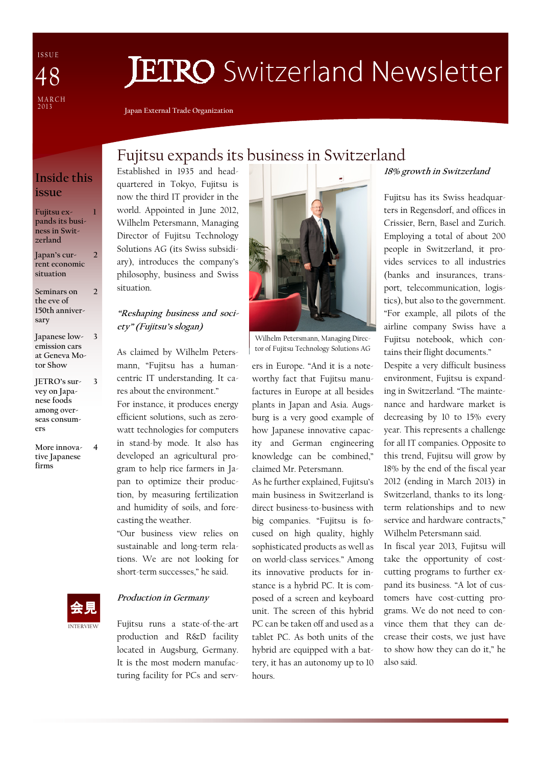ISSUE 48

MARCH 2013

# JETRO Switzerland Newsletter

Japan External Trade Organization

## Inside this issue

| | |
|---|---|
| Fujitsu expands its business in Switzerland | 1 |
| Japan's current economic situation | 2 |
| Seminars on the eve of 150th anniversary | 2 |
| Japanese low-emission cars at Geneva Motor Show | 3 |
| JETRO's survey on Japanese foods among overseas consumers | 3 |
| More innovative Japanese firms | 4 |

会見

INTERVIEW

# Fujitsu expands its business in Switzerland

Established in 1935 and headquartered in Tokyo, Fujitsu is now the third IT provider in the world. Appointed in June 2012, Wilhelm Petersmann, Managing Director of Fujitsu Technology Solutions AG (its Swiss subsidiary), introduces the company's philosophy, business and Swiss situation.

### *"Reshaping business and society" (Fujitsu's slogan)*

As claimed by Wilhelm Petersmann, "Fujitsu has a human-centric IT understanding. It cares about the environment."

For instance, it produces energy efficient solutions, such as zero-watt technologies for computers in stand-by mode. It also has developed an agricultural program to help rice farmers in Japan to optimize their production, by measuring fertilization and humidity of soils, and forecasting the weather.

"Our business view relies on sustainable and long-term relations. We are not looking for short-term successes," he said.

### *Production in Germany*

Fujitsu runs a state-of-the-art production and R&D facility located in Augsburg, Germany. It is the most modern manufacturing facility for PCs and servers in Europe. "And it is a noteworthy fact that Fujitsu manufactures in Europe at all besides plants in Japan and Asia. Augsburg is a very good example of how Japanese innovative capacity and German engineering knowledge can be combined," claimed Mr. Petersmann.

Wilhelm Petersmann, Managing Director of Fujitsu Technology Solutions AG

As he further explained, Fujitsu's main business in Switzerland is direct business-to-business with big companies. "Fujitsu is focused on high quality, highly sophisticated products as well as on world-class services." Among its innovative products for instance is a hybrid PC. It is composed of a screen and keyboard unit. The screen of this hybrid PC can be taken off and used as a tablet PC. As both units of the hybrid are equipped with a battery, it has an autonomy up to 10 hours.

### *18% growth in Switzerland*

Fujitsu has its Swiss headquarters in Regensdorf, and offices in Crissier, Bern, Basel and Zurich. Employing a total of about 200 people in Switzerland, it provides services to all industries (banks and insurances, transport, telecommunication, logistics), but also to the government. "For example, all pilots of the airline company Swiss have a Fujitsu notebook, which contains their flight documents."

Despite a very difficult business environment, Fujitsu is expanding in Switzerland. "The maintenance and hardware market is decreasing by 10 to 15% every year. This represents a challenge for all IT companies. Opposite to this trend, Fujitsu will grow by 18% by the end of the fiscal year 2012 (ending in March 2013) in Switzerland, thanks to its long-term relationships and to new service and hardware contracts," Wilhelm Petersmann said.

In fiscal year 2013, Fujitsu will take the opportunity of cost-cutting programs to further expand its business. "A lot of customers have cost-cutting programs. We do not need to convince them that they can decrease their costs, we just have to show how they can do it," he also said.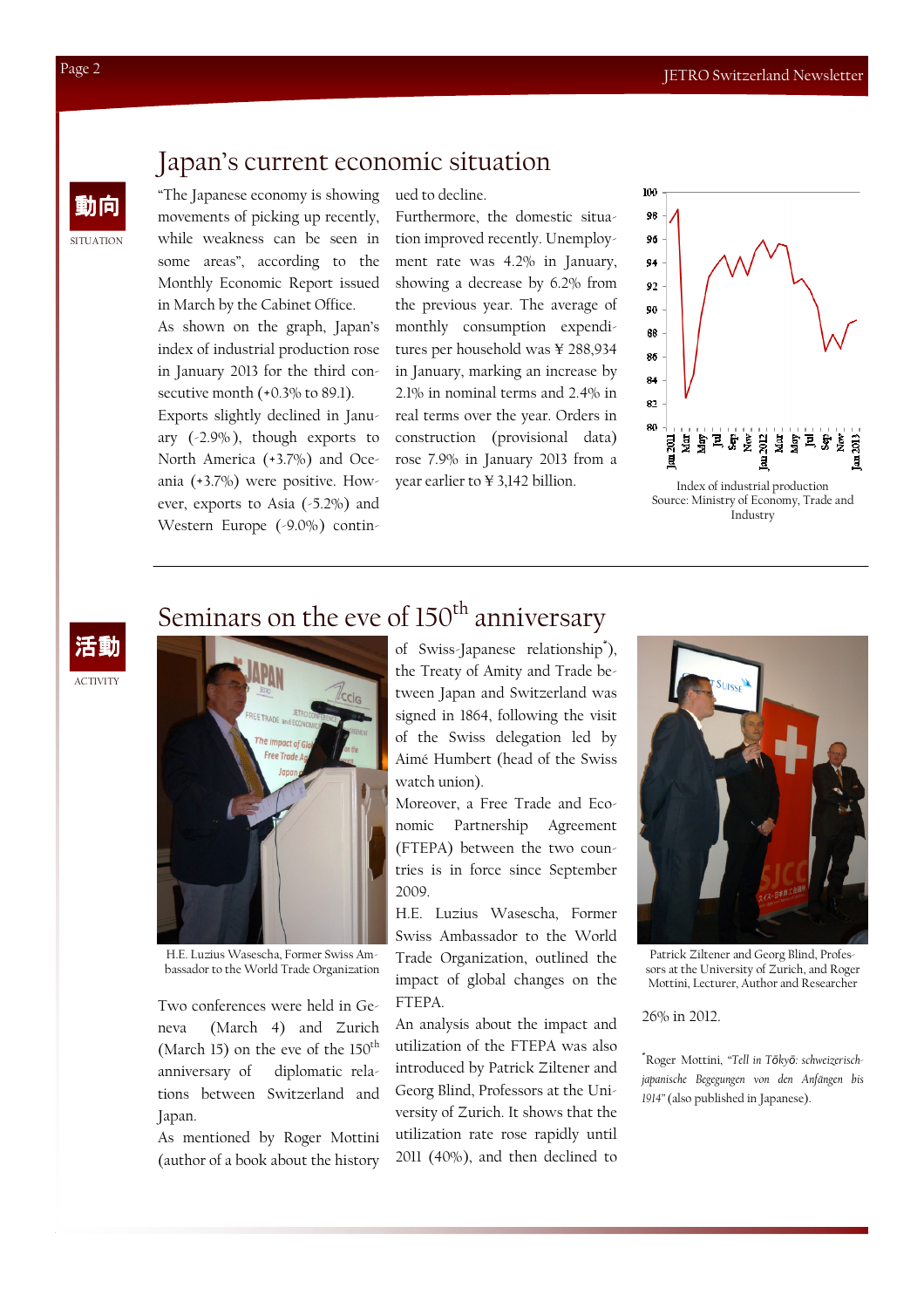# Japan's current economic situation

動向

SITUATION

"The Japanese economy is showing movements of picking up recently, while weakness can be seen in some areas", according to the Monthly Economic Report issued in March by the Cabinet Office.

As shown on the graph, Japan's index of industrial production rose in January 2013 for the third consecutive month (+0.3% to 89.1).

Exports slightly declined in January (-2.9%), though exports to North America (+3.7%) and Oceania (+3.7%) were positive. However, exports to Asia (-5.2%) and Western Europe (-9.0%) continued to decline.

Furthermore, the domestic situation improved recently. Unemployment rate was 4.2% in January, showing a decrease by 6.2% from the previous year. The average of monthly consumption expenditures per household was ¥ 288,934 in January, marking an increase by 2.1% in nominal terms and 2.4% in real terms over the year. Orders in construction (provisional data) rose 7.9% in January 2013 from a year earlier to ¥ 3,142 billion.

Index of industrial production
Source: Ministry of Economy, Trade and Industry

# Seminars on the eve of 150th anniversary

活動

ACTIVITY

H.E. Luzius Wasescha, Former Swiss Ambassador to the World Trade Organization

Two conferences were held in Geneva (March 4) and Zurich (March 15) on the eve of the 150th anniversary of diplomatic relations between Switzerland and Japan.

As mentioned by Roger Mottini (author of a book about the history of Swiss-Japanese relationship*), the Treaty of Amity and Trade between Japan and Switzerland was signed in 1864, following the visit of the Swiss delegation led by Aimé Humbert (head of the Swiss watch union).

Moreover, a Free Trade and Economic Partnership Agreement (FTEPA) between the two countries is in force since September 2009.

H.E. Luzius Wasescha, Former Swiss Ambassador to the World Trade Organization, outlined the impact of global changes on the FTEPA.

An analysis about the impact and utilization of the FTEPA was also introduced by Patrick Ziltener and Georg Blind, Professors at the University of Zurich. It shows that the utilization rate rose rapidly until 2011 (40%), and then declined to 26% in 2012.

Patrick Ziltener and Georg Blind, Professors at the University of Zurich, and Roger Mottini, Lecturer, Author and Researcher

*Roger Mottini, "*Tell in Tōkyō: schweizerisch-japanische Begegungen von den Anfängen bis 1914*" (also published in Japanese).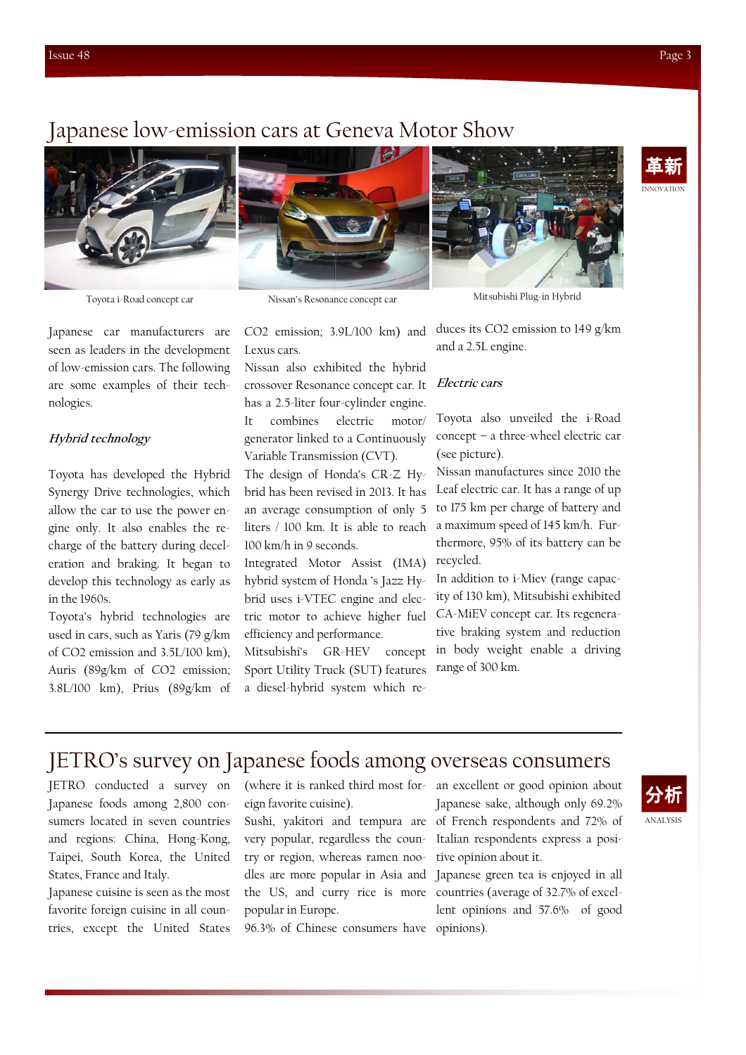# Japanese low-emission cars at Geneva Motor Show

Toyota i-Road concept car

Nissan's Resonance concept car

Mitsubishi Plug-in Hybrid

革新
INNOVATION

Japanese car manufacturers are seen as leaders in the development of low-emission cars. The following are some examples of their technologies.

### *Hybrid technology*

Toyota has developed the Hybrid Synergy Drive technologies, which allow the car to use the power engine only. It also enables the recharge of the battery during deceleration and braking. It began to develop this technology as early as in the 1960s.

Toyota's hybrid technologies are used in cars, such as Yaris (79 g/km of $CO_2$ emission and 3.5L/100 km), Auris (89g/km of $CO_2$ emission; 3.8L/100 km), Prius (89g/km of $CO_2$ emission; 3.9L/100 km) and Lexus cars.

Nissan also exhibited the hybrid crossover Resonance concept car. It has a 2.5-liter four-cylinder engine. It combines electric motor/generator linked to a Continuously Variable Transmission (CVT).

The design of Honda's CR-Z Hybrid has been revised in 2013. It has an average consumption of only 5 liters / 100 km. It is able to reach 100 km/h in 9 seconds.

Integrated Motor Assist (IMA) hybrid system of Honda 's Jazz Hybrid uses i-VTEC engine and electric motor to achieve higher fuel efficiency and performance.

Mitsubishi's GR-HEV concept Sport Utility Truck (SUT) features a diesel-hybrid system which reduces its $CO_2$ emission to 149 g/km and a 2.5L engine.

### *Electric cars*

Toyota also unveiled the i-Road concept – a three-wheel electric car (see picture).

Nissan manufactures since 2010 the Leaf electric car. It has a range of up to 175 km per charge of battery and a maximum speed of 145 km/h. Furthermore, 95% of its battery can be recycled.

In addition to i-Miev (range capacity of 130 km), Mitsubishi exhibited CA-MiEV concept car. Its regenerative braking system and reduction in body weight enable a driving range of 300 km.

# JETRO's survey on Japanese foods among overseas consumers

分析
ANALYSIS

JETRO conducted a survey on Japanese foods among 2,800 consumers located in seven countries and regions: China, Hong-Kong, Taipei, South Korea, the United States, France and Italy.

Japanese cuisine is seen as the most favorite foreign cuisine in all countries, except the United States (where it is ranked third most foreign favorite cuisine).

Sushi, yakitori and tempura are very popular, regardless the country or region, whereas ramen noodles are more popular in Asia and the US, and curry rice is more popular in Europe.

96.3% of Chinese consumers have an excellent or good opinion about Japanese sake, although only 69.2% of French respondents and 72% of Italian respondents express a positive opinion about it.

Japanese green tea is enjoyed in all countries (average of 32.7% of excellent opinions and 57.6% of good opinions).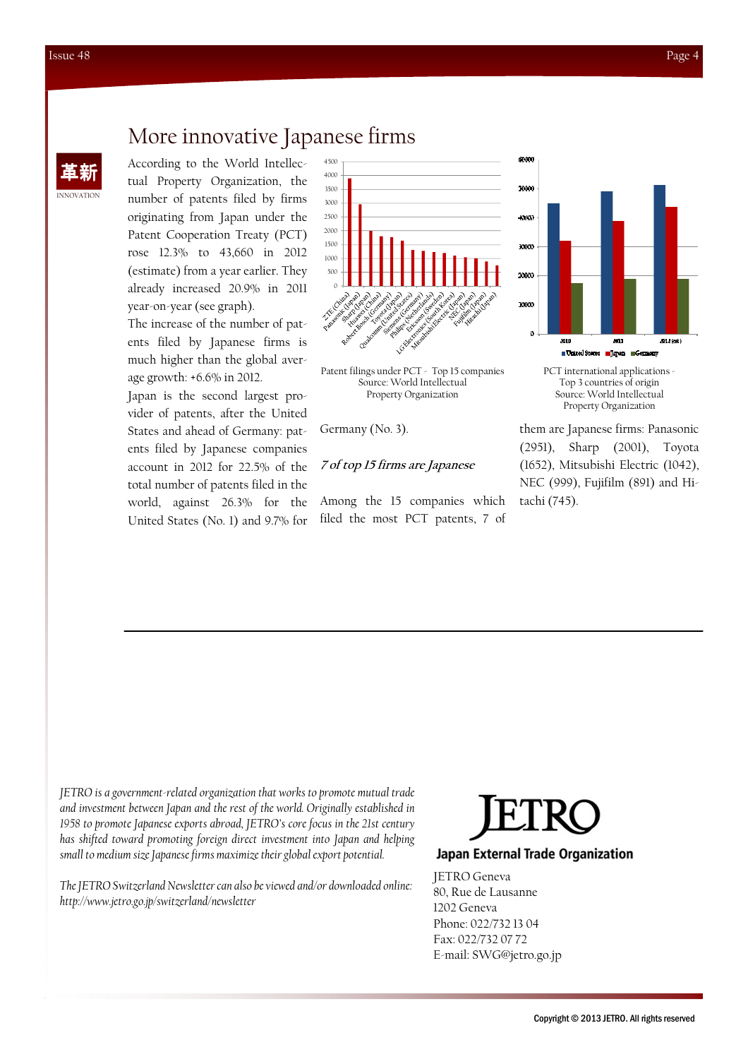# More innovative Japanese firms

革新
INNOVATION

According to the World Intellectual Property Organization, the number of patents filed by firms originating from Japan under the Patent Cooperation Treaty (PCT) rose 12.3% to 43,660 in 2012 (estimate) from a year earlier. They already increased 20.9% in 2011 year-on-year (see graph).

The increase of the number of patents filed by Japanese firms is much higher than the global average growth: +6.6% in 2012.

Japan is the second largest provider of patents, after the United States and ahead of Germany: patents filed by Japanese companies account in 2012 for 22.5% of the total number of patents filed in the world, against 26.3% for the United States (No. 1) and 9.7% for Germany (No. 3).

4500
4000
3500
3000
2500
2000
1500
1000
500
0

ZTE (China)
Panasonic (Japan)
Sharp (Japan)
Huawei (China)
Robert Bosch (Germany)
Toyota (Japan)
Qualcomm (United States)
Siemens (Germany)
Philips (Netherlands)
Ericsson (Sweden)
LG Electronics (South Korea)
Mitsubishi Electric (Japan)
NEC (Japan)
Fujifilm (Japan)
Hitachi (Japan)

Patent filings under PCT - Top 15 companies
Source: World Intellectual Property Organization

60000
50000
40000
30000
20000
10000
0

2010
2011
2012 (est.)

United States
Japan
Germany

PCT international applications - Top 3 countries of origin
Source: World Intellectual Property Organization

### *7 of top 15 firms are Japanese*

Among the 15 companies which filed the most PCT patents, 7 of them are Japanese firms: Panasonic (2951), Sharp (2001), Toyota (1652), Mitsubishi Electric (1042), NEC (999), Fujifilm (891) and Hitachi (745).

---

*JETRO is a government-related organization that works to promote mutual trade and investment between Japan and the rest of the world. Originally established in 1958 to promote Japanese exports abroad, JETRO's core focus in the 21st century has shifted toward promoting foreign direct investment into Japan and helping small to medium size Japanese firms maximize their global export potential.*

*The JETRO Switzerland Newsletter can also be viewed and/or downloaded online: http://www.jetro.go.jp/switzerland/newsletter*

**JETRO**
**Japan External Trade Organization**

JETRO Geneva
80, Rue de Lausanne
1202 Geneva
Phone: 022/732 13 04
Fax: 022/732 07 72
E-mail: SWG@jetro.go.jp

Copyright © 2013 JETRO. All rights reserved